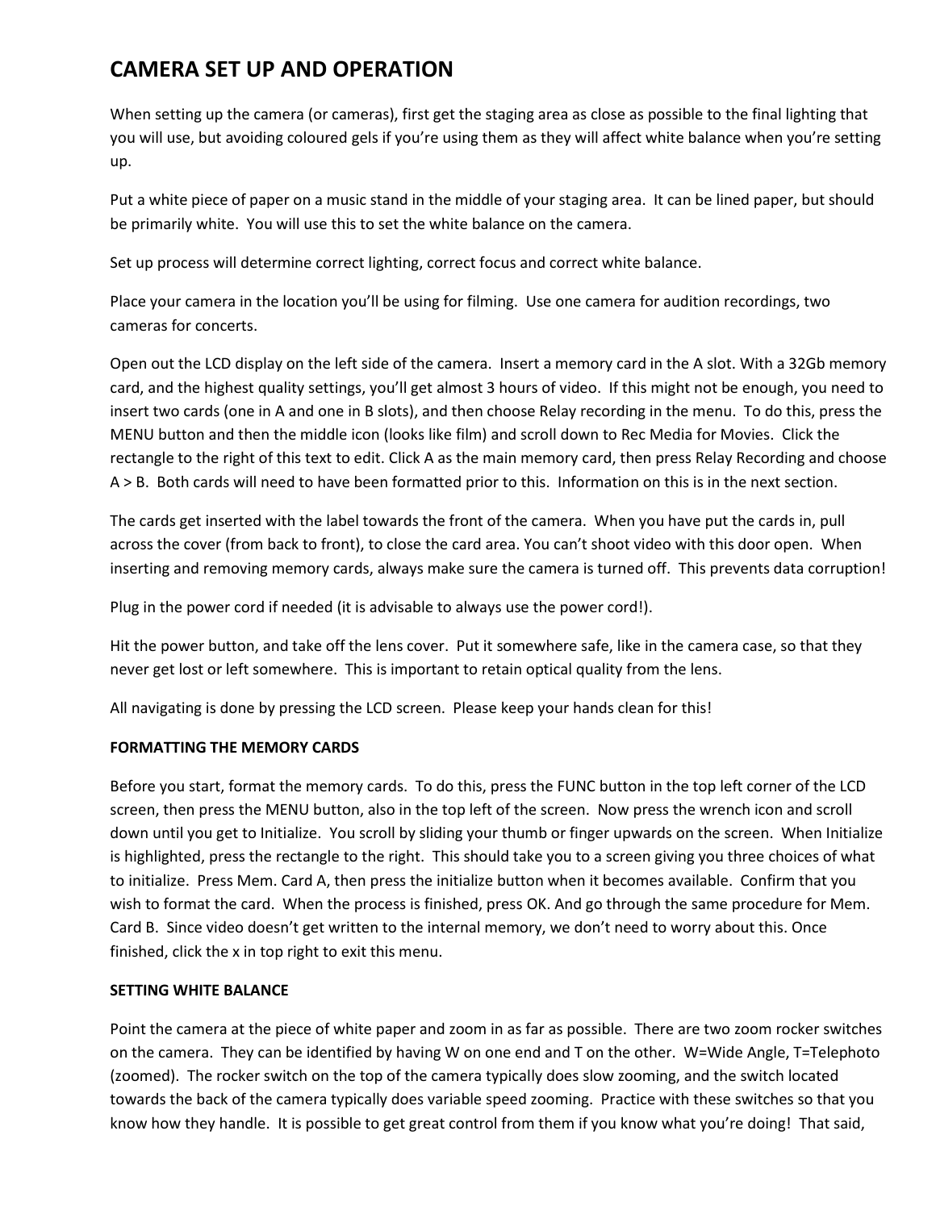# CAMERA SET UP AND OPERATION

When setting up the camera (or cameras), first get the staging area as close as possible to the final lighting that you will use, but avoiding coloured gels if you're using them as they will affect white balance when you're setting up.

Put a white piece of paper on a music stand in the middle of your staging area. It can be lined paper, but should be primarily white. You will use this to set the white balance on the camera.

Set up process will determine correct lighting, correct focus and correct white balance.

Place your camera in the location you'll be using for filming. Use one camera for audition recordings, two cameras for concerts.

Open out the LCD display on the left side of the camera. Insert a memory card in the A slot. With a 32Gb memory card, and the highest quality settings, you'll get almost 3 hours of video. If this might not be enough, you need to insert two cards (one in A and one in B slots), and then choose Relay recording in the menu. To do this, press the MENU button and then the middle icon (looks like film) and scroll down to Rec Media for Movies. Click the rectangle to the right of this text to edit. Click A as the main memory card, then press Relay Recording and choose A > B. Both cards will need to have been formatted prior to this. Information on this is in the next section.

The cards get inserted with the label towards the front of the camera. When you have put the cards in, pull across the cover (from back to front), to close the card area. You can't shoot video with this door open. When inserting and removing memory cards, always make sure the camera is turned off. This prevents data corruption!

Plug in the power cord if needed (it is advisable to always use the power cord!).

Hit the power button, and take off the lens cover. Put it somewhere safe, like in the camera case, so that they never get lost or left somewhere. This is important to retain optical quality from the lens.

All navigating is done by pressing the LCD screen. Please keep your hands clean for this!

**FORMATTING THE MEMORY CARDS**

Before you start, format the memory cards. To do this, press the FUNC button in the top left corner of the LCD screen, then press the MENU button, also in the top left of the screen. Now press the wrench icon and scroll down until you get to Initialize. You scroll by sliding your thumb or finger upwards on the screen. When Initialize is highlighted, press the rectangle to the right. This should take you to a screen giving you three choices of what to initialize. Press Mem. Card A, then press the initialize button when it becomes available. Confirm that you wish to format the card. When the process is finished, press OK. And go through the same procedure for Mem. Card B. Since video doesn't get written to the internal memory, we don't need to worry about this. Once finished, click the x in top right to exit this menu.

**SETTING WHITE BALANCE**

Point the camera at the piece of white paper and zoom in as far as possible. There are two zoom rocker switches on the camera. They can be identified by having W on one end and T on the other. W=Wide Angle, T=Telephoto (zoomed). The rocker switch on the top of the camera typically does slow zooming, and the switch located towards the back of the camera typically does variable speed zooming. Practice with these switches so that you know how they handle. It is possible to get great control from them if you know what you're doing! That said,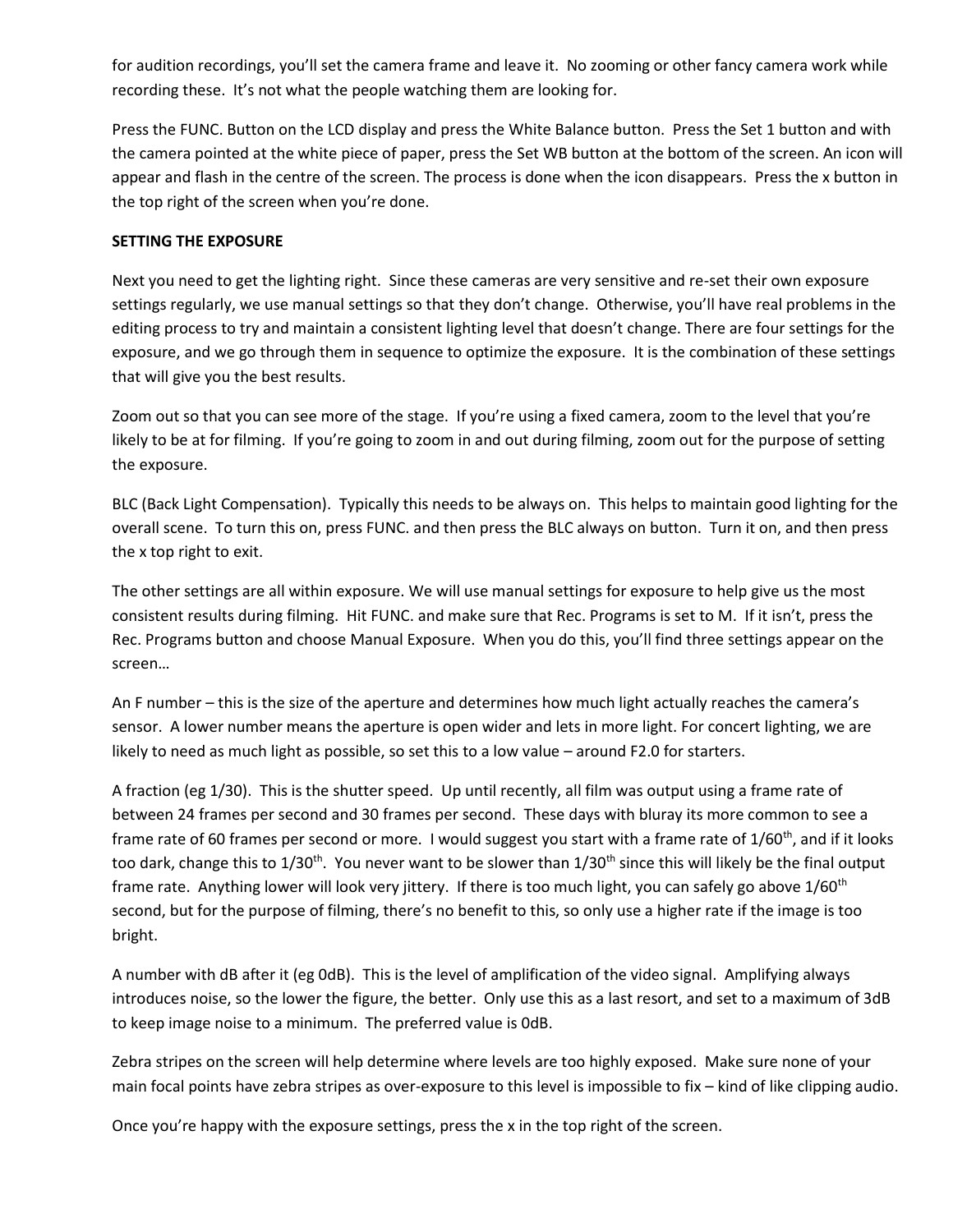for audition recordings, you'll set the camera frame and leave it. No zooming or other fancy camera work while recording these. It's not what the people watching them are looking for.

Press the FUNC. Button on the LCD display and press the White Balance button. Press the Set 1 button and with the camera pointed at the white piece of paper, press the Set WB button at the bottom of the screen. An icon will appear and flash in the centre of the screen. The process is done when the icon disappears. Press the x button in the top right of the screen when you're done.

**SETTING THE EXPOSURE**

Next you need to get the lighting right. Since these cameras are very sensitive and re-set their own exposure settings regularly, we use manual settings so that they don't change. Otherwise, you'll have real problems in the editing process to try and maintain a consistent lighting level that doesn't change. There are four settings for the exposure, and we go through them in sequence to optimize the exposure. It is the combination of these settings that will give you the best results.

Zoom out so that you can see more of the stage. If you're using a fixed camera, zoom to the level that you're likely to be at for filming. If you're going to zoom in and out during filming, zoom out for the purpose of setting the exposure.

BLC (Back Light Compensation). Typically this needs to be always on. This helps to maintain good lighting for the overall scene. To turn this on, press FUNC. and then press the BLC always on button. Turn it on, and then press the x top right to exit.

The other settings are all within exposure. We will use manual settings for exposure to help give us the most consistent results during filming. Hit FUNC. and make sure that Rec. Programs is set to M. If it isn't, press the Rec. Programs button and choose Manual Exposure. When you do this, you'll find three settings appear on the screen…

An F number – this is the size of the aperture and determines how much light actually reaches the camera's sensor. A lower number means the aperture is open wider and lets in more light. For concert lighting, we are likely to need as much light as possible, so set this to a low value – around F2.0 for starters.

A fraction (eg 1/30). This is the shutter speed. Up until recently, all film was output using a frame rate of between 24 frames per second and 30 frames per second. These days with bluray its more common to see a frame rate of 60 frames per second or more. I would suggest you start with a frame rate of 1/60th, and if it looks too dark, change this to 1/30th. You never want to be slower than 1/30th since this will likely be the final output frame rate. Anything lower will look very jittery. If there is too much light, you can safely go above 1/60th second, but for the purpose of filming, there's no benefit to this, so only use a higher rate if the image is too bright.

A number with dB after it (eg 0dB). This is the level of amplification of the video signal. Amplifying always introduces noise, so the lower the figure, the better. Only use this as a last resort, and set to a maximum of 3dB to keep image noise to a minimum. The preferred value is 0dB.

Zebra stripes on the screen will help determine where levels are too highly exposed. Make sure none of your main focal points have zebra stripes as over-exposure to this level is impossible to fix – kind of like clipping audio.

Once you're happy with the exposure settings, press the x in the top right of the screen.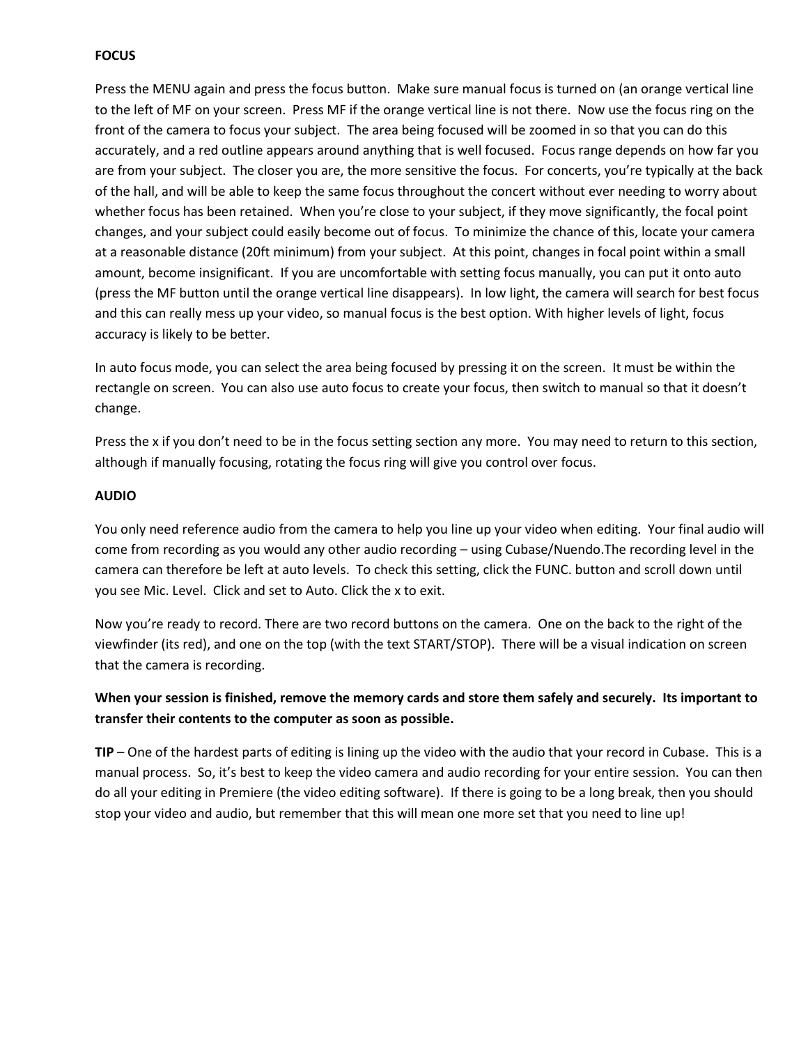**FOCUS**

Press the MENU again and press the focus button. Make sure manual focus is turned on (an orange vertical line to the left of MF on your screen. Press MF if the orange vertical line is not there. Now use the focus ring on the front of the camera to focus your subject. The area being focused will be zoomed in so that you can do this accurately, and a red outline appears around anything that is well focused. Focus range depends on how far you are from your subject. The closer you are, the more sensitive the focus. For concerts, you're typically at the back of the hall, and will be able to keep the same focus throughout the concert without ever needing to worry about whether focus has been retained. When you're close to your subject, if they move significantly, the focal point changes, and your subject could easily become out of focus. To minimize the chance of this, locate your camera at a reasonable distance (20ft minimum) from your subject. At this point, changes in focal point within a small amount, become insignificant. If you are uncomfortable with setting focus manually, you can put it onto auto (press the MF button until the orange vertical line disappears). In low light, the camera will search for best focus and this can really mess up your video, so manual focus is the best option. With higher levels of light, focus accuracy is likely to be better.

In auto focus mode, you can select the area being focused by pressing it on the screen. It must be within the rectangle on screen. You can also use auto focus to create your focus, then switch to manual so that it doesn't change.

Press the x if you don't need to be in the focus setting section any more. You may need to return to this section, although if manually focusing, rotating the focus ring will give you control over focus.

**AUDIO**

You only need reference audio from the camera to help you line up your video when editing. Your final audio will come from recording as you would any other audio recording – using Cubase/Nuendo.The recording level in the camera can therefore be left at auto levels. To check this setting, click the FUNC. button and scroll down until you see Mic. Level. Click and set to Auto. Click the x to exit.

Now you're ready to record. There are two record buttons on the camera. One on the back to the right of the viewfinder (its red), and one on the top (with the text START/STOP). There will be a visual indication on screen that the camera is recording.

**When your session is finished, remove the memory cards and store them safely and securely. Its important to transfer their contents to the computer as soon as possible.**

**TIP** – One of the hardest parts of editing is lining up the video with the audio that your record in Cubase. This is a manual process. So, it's best to keep the video camera and audio recording for your entire session. You can then do all your editing in Premiere (the video editing software). If there is going to be a long break, then you should stop your video and audio, but remember that this will mean one more set that you need to line up!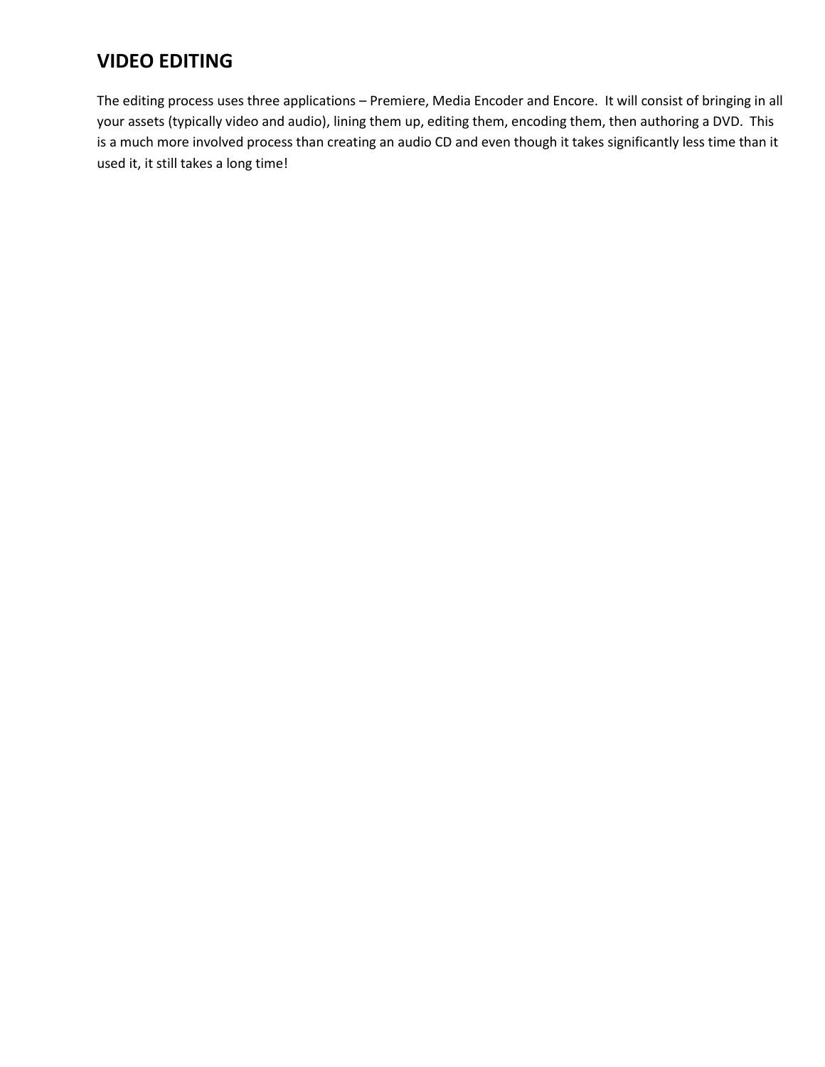## VIDEO EDITING

The editing process uses three applications – Premiere, Media Encoder and Encore. It will consist of bringing in all your assets (typically video and audio), lining them up, editing them, encoding them, then authoring a DVD. This is a much more involved process than creating an audio CD and even though it takes significantly less time than it used it, it still takes a long time!